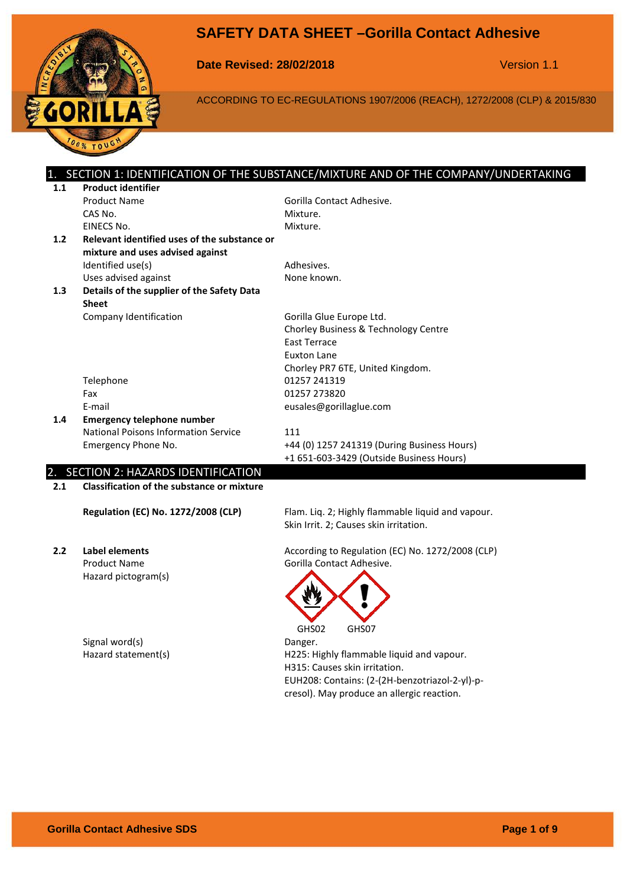# SAFETY DATA SHEET –Gorilla Contact Adhesive

**Date Revised: 28/02/2018** Version 1.1

ACCORDING TO EC-REGULATIONS 1907/2006 (REACH), 1272/2008 (CLP) & 2015/830

## 1. SECTION 1: IDENTIFICATION OF THE SUBSTANCE/MIXTURE AND OF THE COMPANY/UNDERTAKING

**1.1 Product identifier**

| | |
|---|---|
| Product Name | Gorilla Contact Adhesive. |
| CAS No. | Mixture. |
| EINECS No. | Mixture. |

**1.2 Relevant identified uses of the substance or mixture and uses advised against**

| | |
|---|---|
| Identified use(s) | Adhesives. |
| Uses advised against | None known. |

**1.3 Details of the supplier of the Safety Data Sheet**

| | |
|---|---|
| Company Identification | Gorilla Glue Europe Ltd.<br>Chorley Business & Technology Centre<br>East Terrace<br>Euxton Lane<br>Chorley PR7 6TE, United Kingdom. |
| Telephone | 01257 241319 |
| Fax | 01257 273820 |
| E-mail | eusales@gorillaglue.com |

**1.4 Emergency telephone number**

| | |
|---|---|
| National Poisons Information Service | 111 |
| Emergency Phone No. | +44 (0) 1257 241319 (During Business Hours)<br>+1 651-603-3429 (Outside Business Hours) |

## 2. SECTION 2: HAZARDS IDENTIFICATION

**2.1 Classification of the substance or mixture**

| | |
|---|---|
| **Regulation (EC) No. 1272/2008 (CLP)** | Flam. Liq. 2; Highly flammable liquid and vapour.<br>Skin Irrit. 2; Causes skin irritation. |

**2.2 Label elements**

According to Regulation (EC) No. 1272/2008 (CLP)

| | |
|---|---|
| Product Name | Gorilla Contact Adhesive. |
| Hazard pictogram(s) | GHS02 GHS07 |
| Signal word(s) | Danger. |
| Hazard statement(s) | H225: Highly flammable liquid and vapour.<br>H315: Causes skin irritation.<br>EUH208: Contains: (2-(2H-benzotriazol-2-yl)-p-cresol). May produce an allergic reaction. |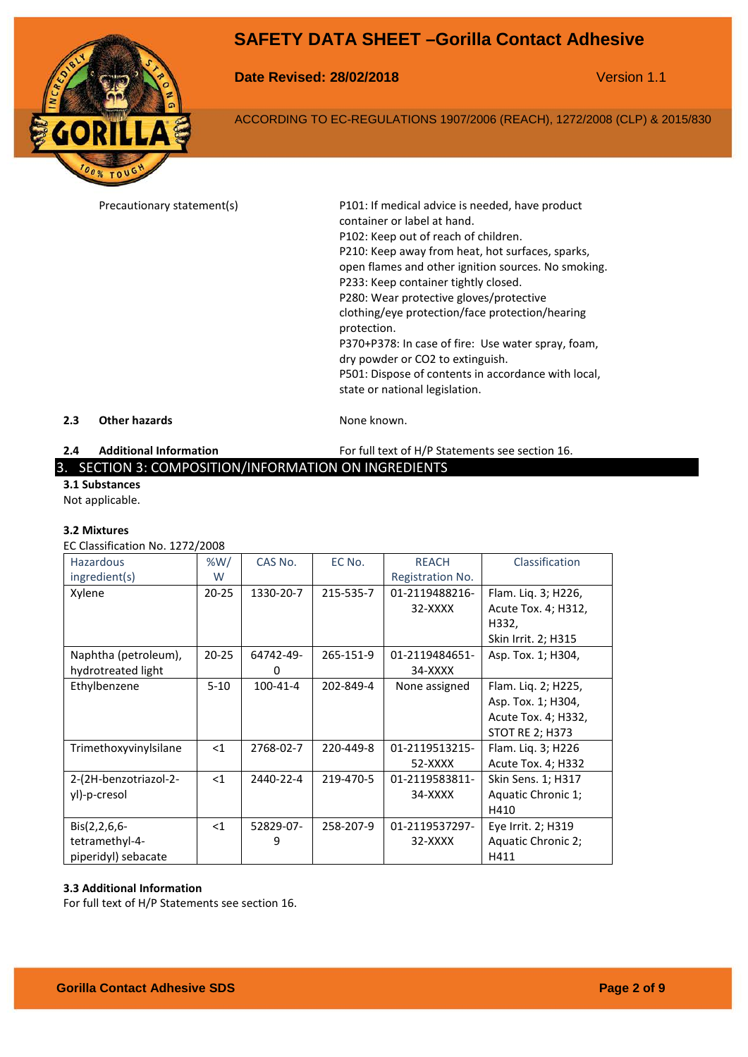| Precautionary statement(s) | P101: If medical advice is needed, have product container or label at hand.<br>P102: Keep out of reach of children.<br>P210: Keep away from heat, hot surfaces, sparks, open flames and other ignition sources. No smoking.<br>P233: Keep container tightly closed.<br>P280: Wear protective gloves/protective clothing/eye protection/face protection/hearing protection.<br>P370+P378: In case of fire: Use water spray, foam, dry powder or CO2 to extinguish.<br>P501: Dispose of contents in accordance with local, state or national legislation. |
|---|---|

**2.3 Other hazards** — None known.

**2.4 Additional Information** — For full text of H/P Statements see section 16.

## 3. SECTION 3: COMPOSITION/INFORMATION ON INGREDIENTS

**3.1 Substances**

Not applicable.

**3.2 Mixtures**

EC Classification No. 1272/2008

| Hazardous ingredient(s) | %W/W | CAS No. | EC No. | REACH Registration No. | Classification |
|---|---|---|---|---|---|
| Xylene | 20-25 | 1330-20-7 | 215-535-7 | 01-2119488216-32-XXXX | Flam. Liq. 3; H226, Acute Tox. 4; H312, H332, Skin Irrit. 2; H315 |
| Naphtha (petroleum), hydrotreated light | 20-25 | 64742-49-0 | 265-151-9 | 01-2119484651-34-XXXX | Asp. Tox. 1; H304, |
| Ethylbenzene | 5-10 | 100-41-4 | 202-849-4 | None assigned | Flam. Liq. 2; H225, Asp. Tox. 1; H304, Acute Tox. 4; H332, STOT RE 2; H373 |
| Trimethoxyvinylsilane | <1 | 2768-02-7 | 220-449-8 | 01-2119513215-52-XXXX | Flam. Liq. 3; H226 Acute Tox. 4; H332 |
| 2-(2H-benzotriazol-2-yl)-p-cresol | <1 | 2440-22-4 | 219-470-5 | 01-2119583811-34-XXXX | Skin Sens. 1; H317 Aquatic Chronic 1; H410 |
| Bis(2,2,6,6-tetramethyl-4-piperidyl) sebacate | <1 | 52829-07-9 | 258-207-9 | 01-2119537297-32-XXXX | Eye Irrit. 2; H319 Aquatic Chronic 2; H411 |

**3.3 Additional Information**

For full text of H/P Statements see section 16.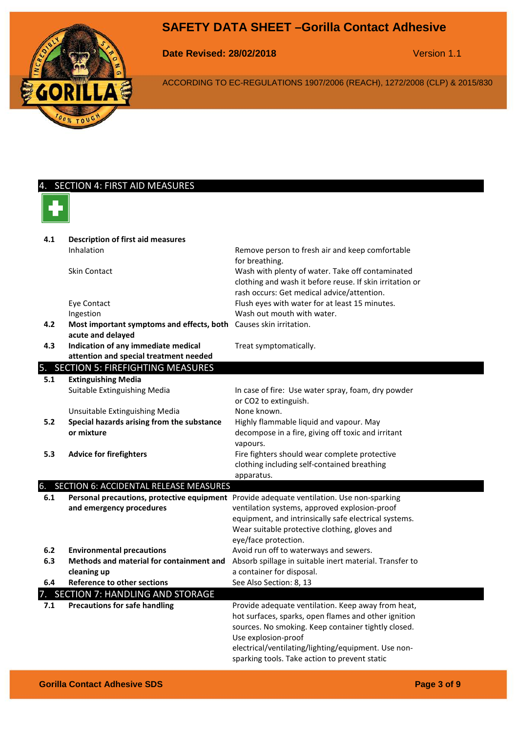## 4. SECTION 4: FIRST AID MEASURES

| | | |
|---|---|---|
| **4.1** | **Description of first aid measures** | |
| | Inhalation | Remove person to fresh air and keep comfortable for breathing. |
| | Skin Contact | Wash with plenty of water. Take off contaminated clothing and wash it before reuse. If skin irritation or rash occurs: Get medical advice/attention. |
| | Eye Contact | Flush eyes with water for at least 15 minutes. |
| | Ingestion | Wash out mouth with water. |
| **4.2** | **Most important symptoms and effects, both acute and delayed** | Causes skin irritation. |
| **4.3** | **Indication of any immediate medical attention and special treatment needed** | Treat symptomatically. |

## 5. SECTION 5: FIREFIGHTING MEASURES

| | | |
|---|---|---|
| **5.1** | **Extinguishing Media** | |
| | Suitable Extinguishing Media | In case of fire: Use water spray, foam, dry powder or CO2 to extinguish. |
| | Unsuitable Extinguishing Media | None known. |
| **5.2** | **Special hazards arising from the substance or mixture** | Highly flammable liquid and vapour. May decompose in a fire, giving off toxic and irritant vapours. |
| **5.3** | **Advice for firefighters** | Fire fighters should wear complete protective clothing including self-contained breathing apparatus. |

## 6. SECTION 6: ACCIDENTAL RELEASE MEASURES

| | | |
|---|---|---|
| **6.1** | **Personal precautions, protective equipment and emergency procedures** | Provide adequate ventilation. Use non-sparking ventilation systems, approved explosion-proof equipment, and intrinsically safe electrical systems. Wear suitable protective clothing, gloves and eye/face protection. |
| **6.2** | **Environmental precautions** | Avoid run off to waterways and sewers. |
| **6.3** | **Methods and material for containment and cleaning up** | Absorb spillage in suitable inert material. Transfer to a container for disposal. |
| **6.4** | **Reference to other sections** | See Also Section: 8, 13 |

## 7. SECTION 7: HANDLING AND STORAGE

| | | |
|---|---|---|
| **7.1** | **Precautions for safe handling** | Provide adequate ventilation. Keep away from heat, hot surfaces, sparks, open flames and other ignition sources. No smoking. Keep container tightly closed. Use explosion-proof electrical/ventilating/lighting/equipment. Use non-sparking tools. Take action to prevent static |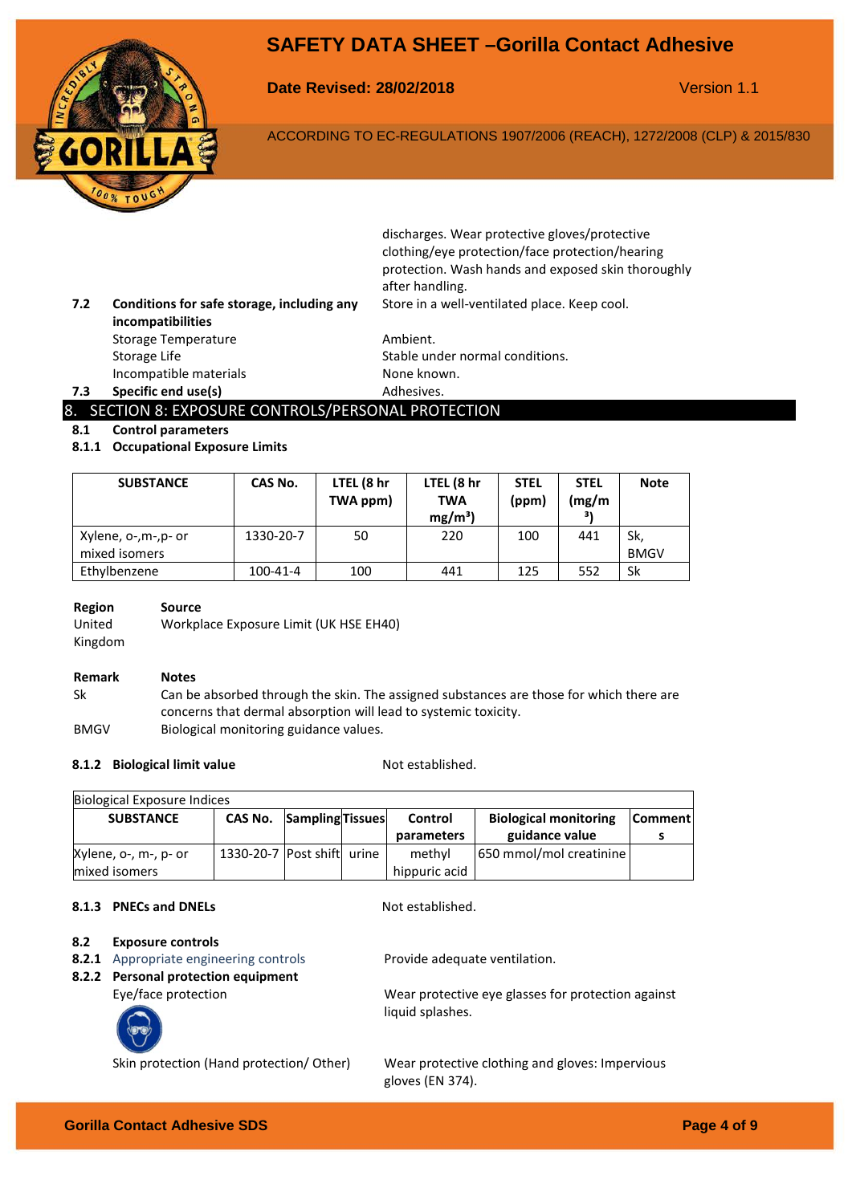discharges. Wear protective gloves/protective clothing/eye protection/face protection/hearing protection. Wash hands and exposed skin thoroughly after handling.

**7.2 Conditions for safe storage, including any incompatibilities** — Store in a well-ventilated place. Keep cool.

- Storage Temperature: Ambient.
- Storage Life: Stable under normal conditions.
- Incompatible materials: None known.

**7.3 Specific end use(s)** — Adhesives.

## 8. SECTION 8: EXPOSURE CONTROLS/PERSONAL PROTECTION

**8.1 Control parameters**

**8.1.1 Occupational Exposure Limits**

| SUBSTANCE | CAS No. | LTEL (8 hr TWA ppm) | LTEL (8 hr TWA mg/m³) | STEL (ppm) | STEL (mg/m³) | Note |
|---|---|---|---|---|---|---|
| Xylene, o-,m-,p- or mixed isomers | 1330-20-7 | 50 | 220 | 100 | 441 | Sk, BMGV |
| Ethylbenzene | 100-41-4 | 100 | 441 | 125 | 552 | Sk |

| Region | Source |
|---|---|
| United Kingdom | Workplace Exposure Limit (UK HSE EH40) |

| Remark | Notes |
|---|---|
| Sk | Can be absorbed through the skin. The assigned substances are those for which there are concerns that dermal absorption will lead to systemic toxicity. |
| BMGV | Biological monitoring guidance values. |

**8.1.2 Biological limit value** — Not established.

Biological Exposure Indices

| SUBSTANCE | CAS No. | Sampling | Tissues | Control parameters | Biological monitoring guidance value | Comments |
|---|---|---|---|---|---|---|
| Xylene, o-, m-, p- or mixed isomers | 1330-20-7 | Post shift | urine | methyl hippuric acid | 650 mmol/mol creatinine | |

**8.1.3 PNECs and DNELs** — Not established.

**8.2 Exposure controls**

**8.2.1** Appropriate engineering controls — Provide adequate ventilation.

**8.2.2 Personal protection equipment**

Eye/face protection — Wear protective eye glasses for protection against liquid splashes.

Skin protection (Hand protection/ Other) — Wear protective clothing and gloves: Impervious gloves (EN 374).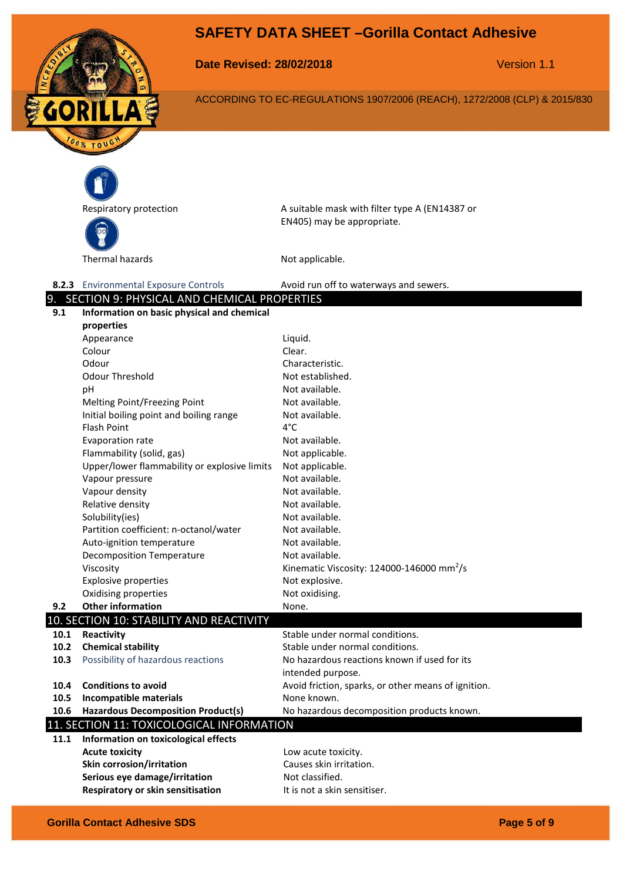| | |
|---|---|
| Respiratory protection | A suitable mask with filter type A (EN14387 or EN405) may be appropriate. |
| Thermal hazards | Not applicable. |

**8.2.3** Environmental Exposure Controls — Avoid run off to waterways and sewers.

## 9. SECTION 9: PHYSICAL AND CHEMICAL PROPERTIES

| | | |
|---|---|---|
| **9.1** | **Information on basic physical and chemical properties** | |
| | Appearance | Liquid. |
| | Colour | Clear. |
| | Odour | Characteristic. |
| | Odour Threshold | Not established. |
| | pH | Not available. |
| | Melting Point/Freezing Point | Not available. |
| | Initial boiling point and boiling range | Not available. |
| | Flash Point | 4°C |
| | Evaporation rate | Not available. |
| | Flammability (solid, gas) | Not applicable. |
| | Upper/lower flammability or explosive limits | Not applicable. |
| | Vapour pressure | Not available. |
| | Vapour density | Not available. |
| | Relative density | Not available. |
| | Solubility(ies) | Not available. |
| | Partition coefficient: n-octanol/water | Not available. |
| | Auto-ignition temperature | Not available. |
| | Decomposition Temperature | Not available. |
| | Viscosity | Kinematic Viscosity: 124000-146000 $mm^2/s$ |
| | Explosive properties | Not explosive. |
| | Oxidising properties | Not oxidising. |
| **9.2** | **Other information** | None. |

## 10. SECTION 10: STABILITY AND REACTIVITY

| | | |
|---|---|---|
| **10.1** | **Reactivity** | Stable under normal conditions. |
| **10.2** | **Chemical stability** | Stable under normal conditions. |
| **10.3** | Possibility of hazardous reactions | No hazardous reactions known if used for its intended purpose. |
| **10.4** | **Conditions to avoid** | Avoid friction, sparks, or other means of ignition. |
| **10.5** | **Incompatible materials** | None known. |
| **10.6** | **Hazardous Decomposition Product(s)** | No hazardous decomposition products known. |

## 11. SECTION 11: TOXICOLOGICAL INFORMATION

| | | |
|---|---|---|
| **11.1** | **Information on toxicological effects** | |
| | **Acute toxicity** | Low acute toxicity. |
| | **Skin corrosion/irritation** | Causes skin irritation. |
| | **Serious eye damage/irritation** | Not classified. |
| | **Respiratory or skin sensitisation** | It is not a skin sensitiser. |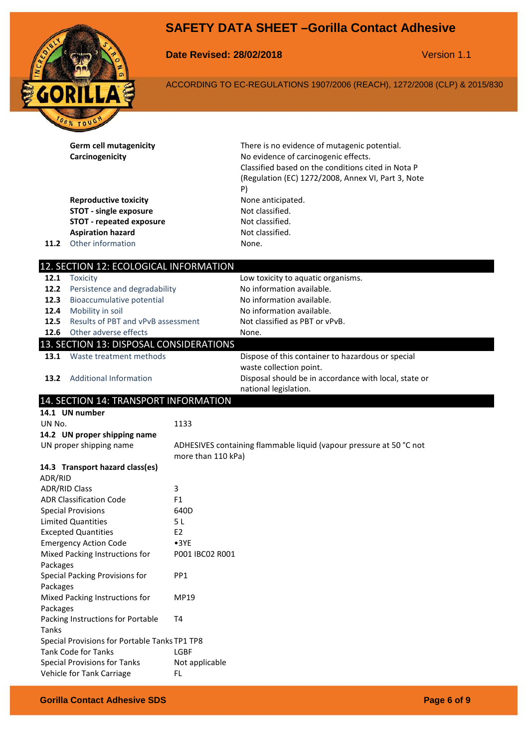| | |
|---|---|
| **Germ cell mutagenicity** | There is no evidence of mutagenic potential. |
| **Carcinogenicity** | No evidence of carcinogenic effects. Classified based on the conditions cited in Nota P (Regulation (EC) 1272/2008, Annex VI, Part 3, Note P) |
| **Reproductive toxicity** | None anticipated. |
| **STOT - single exposure** | Not classified. |
| **STOT - repeated exposure** | Not classified. |
| **Aspiration hazard** | Not classified. |
| **11.2** Other information | None. |

## 12. SECTION 12: ECOLOGICAL INFORMATION

| | | |
|---|---|---|
| **12.1** | Toxicity | Low toxicity to aquatic organisms. |
| **12.2** | Persistence and degradability | No information available. |
| **12.3** | Bioaccumulative potential | No information available. |
| **12.4** | Mobility in soil | No information available. |
| **12.5** | Results of PBT and vPvB assessment | Not classified as PBT or vPvB. |
| **12.6** | Other adverse effects | None. |

## 13. SECTION 13: DISPOSAL CONSIDERATIONS

| | | |
|---|---|---|
| **13.1** | Waste treatment methods | Dispose of this container to hazardous or special waste collection point. |
| **13.2** | Additional Information | Disposal should be in accordance with local, state or national legislation. |

## 14. SECTION 14: TRANSPORT INFORMATION

**14.1 UN number**

| | |
|---|---|
| UN No. | 1133 |

**14.2 UN proper shipping name**

| | |
|---|---|
| UN proper shipping name | ADHESIVES containing flammable liquid (vapour pressure at 50 °C not more than 110 kPa) |

**14.3 Transport hazard class(es)**

ADR/RID

| | |
|---|---|
| ADR/RID Class | 3 |
| ADR Classification Code | F1 |
| Special Provisions | 640D |
| Limited Quantities | 5 L |
| Excepted Quantities | E2 |
| Emergency Action Code | •3YE |
| Mixed Packing Instructions for Packages | P001 IBC02 R001 |
| Special Packing Provisions for Packages | PP1 |
| Mixed Packing Instructions for Packages | MP19 |
| Packing Instructions for Portable Tanks | T4 |
| Special Provisions for Portable Tanks | TP1 TP8 |
| Tank Code for Tanks | LGBF |
| Special Provisions for Tanks | Not applicable |
| Vehicle for Tank Carriage | FL |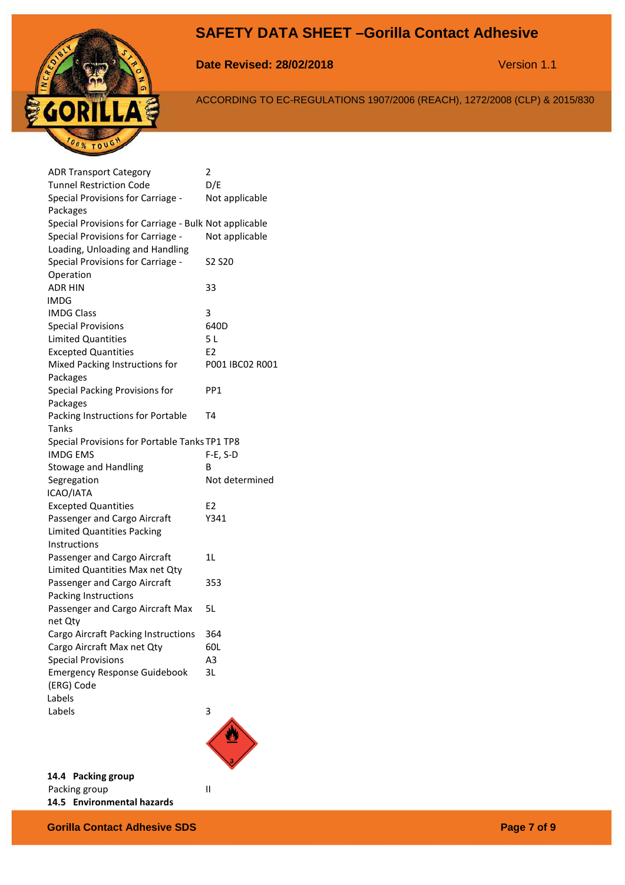| | |
|---|---|
| ADR Transport Category | 2 |
| Tunnel Restriction Code | D/E |
| Special Provisions for Carriage - Packages | Not applicable |
| Special Provisions for Carriage - Bulk | Not applicable |
| Special Provisions for Carriage - Loading, Unloading and Handling | Not applicable |
| Special Provisions for Carriage - Operation | S2 S20 |
| ADR HIN | 33 |

**IMDG**

| | |
|---|---|
| IMDG Class | 3 |
| Special Provisions | 640D |
| Limited Quantities | 5 L |
| Excepted Quantities | E2 |
| Mixed Packing Instructions for Packages | P001 IBC02 R001 |
| Special Packing Provisions for Packages | PP1 |
| Packing Instructions for Portable Tanks | T4 |
| Special Provisions for Portable Tanks | TP1 TP8 |
| IMDG EMS | F-E, S-D |
| Stowage and Handling | B |
| Segregation | Not determined |

**ICAO/IATA**

| | |
|---|---|
| Excepted Quantities | E2 |
| Passenger and Cargo Aircraft Limited Quantities Packing Instructions | Y341 |
| Passenger and Cargo Aircraft Limited Quantities Max net Qty | 1L |
| Passenger and Cargo Aircraft Packing Instructions | 353 |
| Passenger and Cargo Aircraft Max net Qty | 5L |
| Cargo Aircraft Packing Instructions | 364 |
| Cargo Aircraft Max net Qty | 60L |
| Special Provisions | A3 |
| Emergency Response Guidebook (ERG) Code | 3L |

**Labels**

| | |
|---|---|
| Labels | 3 |

### 14.4 Packing group

| | |
|---|---|
| Packing group | II |

### 14.5 Environmental hazards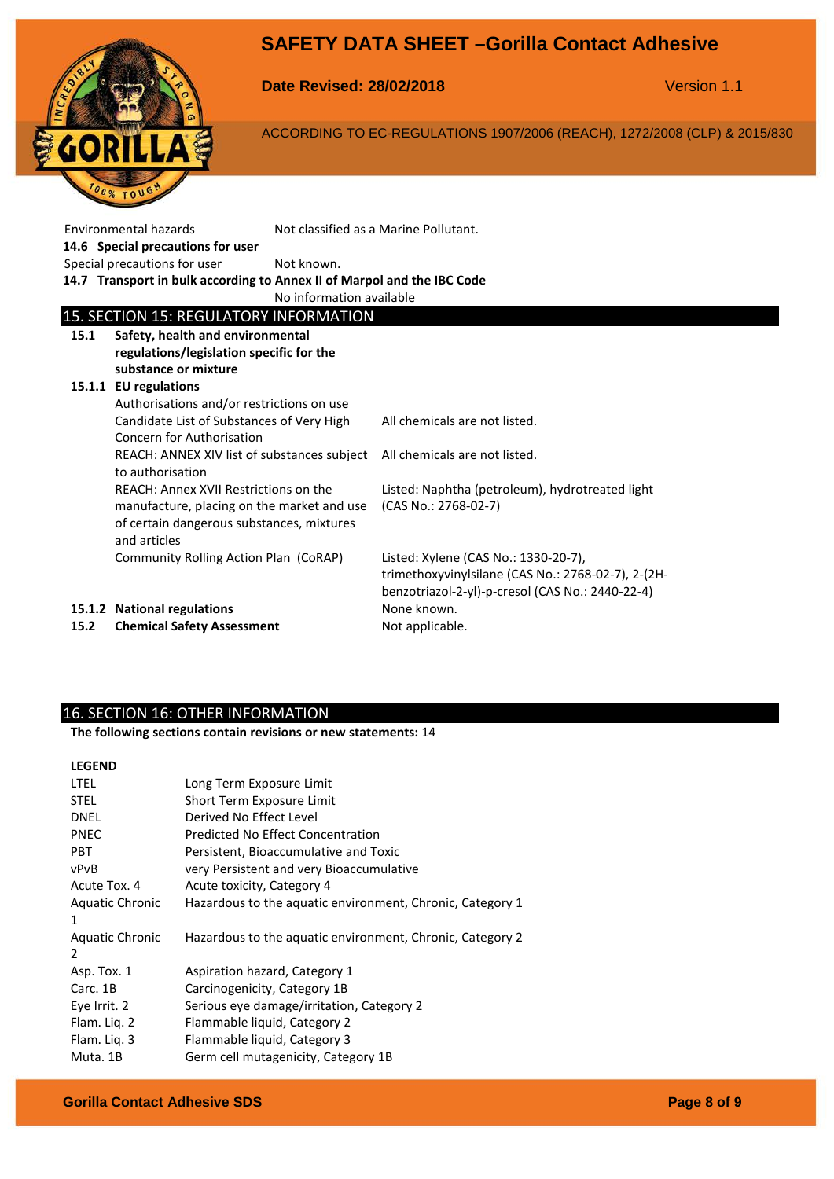| | |
|---|---|
| Environmental hazards | Not classified as a Marine Pollutant. |

**14.6 Special precautions for user**

| | |
|---|---|
| Special precautions for user | Not known. |

**14.7 Transport in bulk according to Annex II of Marpol and the IBC Code**

No information available

## 15. SECTION 15: REGULATORY INFORMATION

**15.1 Safety, health and environmental regulations/legislation specific for the substance or mixture**

**15.1.1 EU regulations**

Authorisations and/or restrictions on use

| | |
|---|---|
| Candidate List of Substances of Very High Concern for Authorisation | All chemicals are not listed. |
| REACH: ANNEX XIV list of substances subject to authorisation | All chemicals are not listed. |
| REACH: Annex XVII Restrictions on the manufacture, placing on the market and use of certain dangerous substances, mixtures and articles | Listed: Naphtha (petroleum), hydrotreated light (CAS No.: 2768-02-7) |
| Community Rolling Action Plan (CoRAP) | Listed: Xylene (CAS No.: 1330-20-7), trimethoxyvinylsilane (CAS No.: 2768-02-7), 2-(2H-benzotriazol-2-yl)-p-cresol (CAS No.: 2440-22-4) |

| | |
|---|---|
| **15.1.2 National regulations** | None known. |
| **15.2 Chemical Safety Assessment** | Not applicable. |

## 16. SECTION 16: OTHER INFORMATION

**The following sections contain revisions or new statements:** 14

**LEGEND**

| | |
|---|---|
| LTEL | Long Term Exposure Limit |
| STEL | Short Term Exposure Limit |
| DNEL | Derived No Effect Level |
| PNEC | Predicted No Effect Concentration |
| PBT | Persistent, Bioaccumulative and Toxic |
| vPvB | very Persistent and very Bioaccumulative |
| Acute Tox. 4 | Acute toxicity, Category 4 |
| Aquatic Chronic 1 | Hazardous to the aquatic environment, Chronic, Category 1 |
| Aquatic Chronic 2 | Hazardous to the aquatic environment, Chronic, Category 2 |
| Asp. Tox. 1 | Aspiration hazard, Category 1 |
| Carc. 1B | Carcinogenicity, Category 1B |
| Eye Irrit. 2 | Serious eye damage/irritation, Category 2 |
| Flam. Liq. 2 | Flammable liquid, Category 2 |
| Flam. Liq. 3 | Flammable liquid, Category 3 |
| Muta. 1B | Germ cell mutagenicity, Category 1B |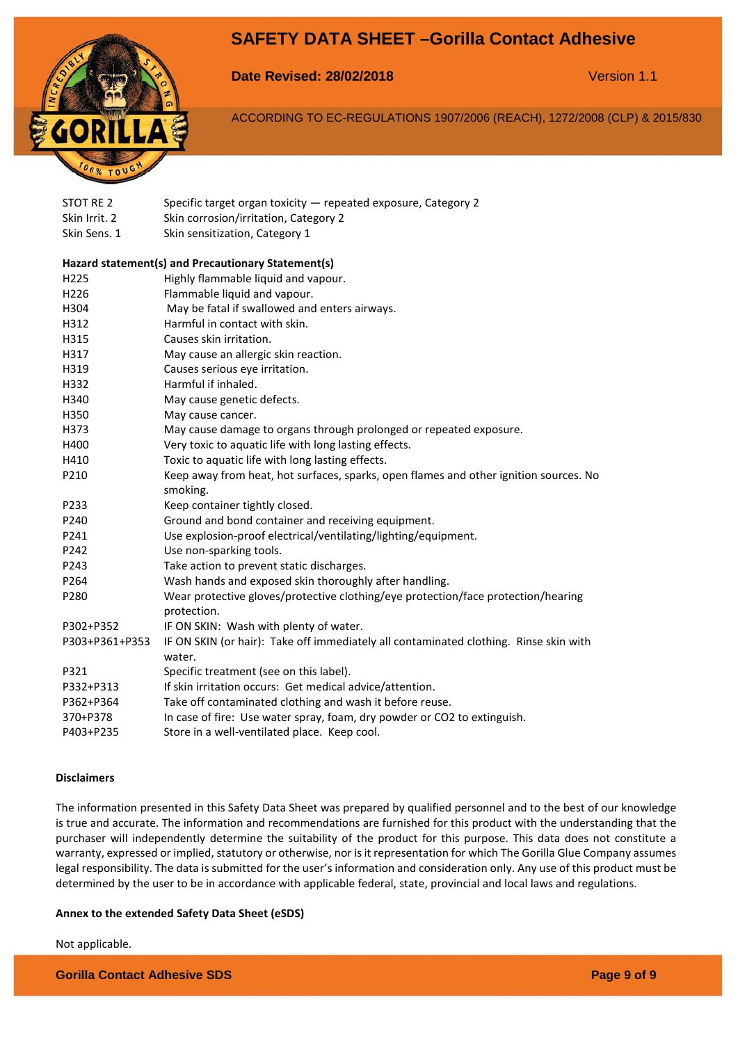| | |
|---|---|
| STOT RE 2 | Specific target organ toxicity — repeated exposure, Category 2 |
| Skin Irrit. 2 | Skin corrosion/irritation, Category 2 |
| Skin Sens. 1 | Skin sensitization, Category 1 |

**Hazard statement(s) and Precautionary Statement(s)**

| | |
|---|---|
| H225 | Highly flammable liquid and vapour. |
| H226 | Flammable liquid and vapour. |
| H304 | May be fatal if swallowed and enters airways. |
| H312 | Harmful in contact with skin. |
| H315 | Causes skin irritation. |
| H317 | May cause an allergic skin reaction. |
| H319 | Causes serious eye irritation. |
| H332 | Harmful if inhaled. |
| H340 | May cause genetic defects. |
| H350 | May cause cancer. |
| H373 | May cause damage to organs through prolonged or repeated exposure. |
| H400 | Very toxic to aquatic life with long lasting effects. |
| H410 | Toxic to aquatic life with long lasting effects. |
| P210 | Keep away from heat, hot surfaces, sparks, open flames and other ignition sources. No smoking. |
| P233 | Keep container tightly closed. |
| P240 | Ground and bond container and receiving equipment. |
| P241 | Use explosion-proof electrical/ventilating/lighting/equipment. |
| P242 | Use non-sparking tools. |
| P243 | Take action to prevent static discharges. |
| P264 | Wash hands and exposed skin thoroughly after handling. |
| P280 | Wear protective gloves/protective clothing/eye protection/face protection/hearing protection. |
| P302+P352 | IF ON SKIN: Wash with plenty of water. |
| P303+P361+P353 | IF ON SKIN (or hair): Take off immediately all contaminated clothing. Rinse skin with water. |
| P321 | Specific treatment (see on this label). |
| P332+P313 | If skin irritation occurs: Get medical advice/attention. |
| P362+P364 | Take off contaminated clothing and wash it before reuse. |
| 370+P378 | In case of fire: Use water spray, foam, dry powder or CO2 to extinguish. |
| P403+P235 | Store in a well-ventilated place. Keep cool. |

**Disclaimers**

The information presented in this Safety Data Sheet was prepared by qualified personnel and to the best of our knowledge is true and accurate. The information and recommendations are furnished for this product with the understanding that the purchaser will independently determine the suitability of the product for this purpose. This data does not constitute a warranty, expressed or implied, statutory or otherwise, nor is it representation for which The Gorilla Glue Company assumes legal responsibility. The data is submitted for the user's information and consideration only. Any use of this product must be determined by the user to be in accordance with applicable federal, state, provincial and local laws and regulations.

**Annex to the extended Safety Data Sheet (eSDS)**

Not applicable.